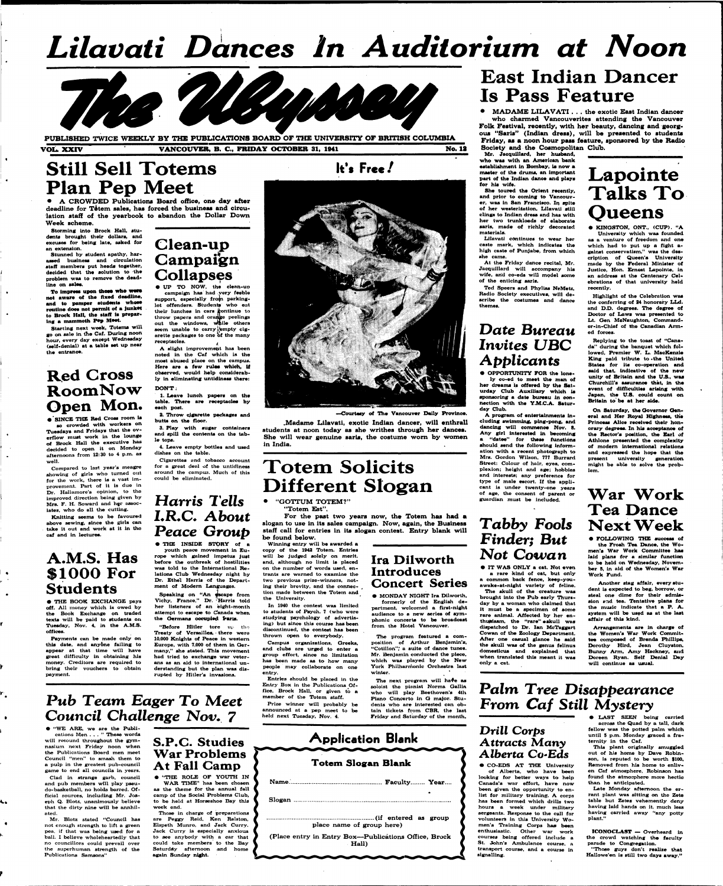# Lilavati Dances In Auditorium at Noon

# The Ubyssey

PUBLISHED TWICE WEEKLY BY THE PUBLICATIONS BOARD OF THE UNIVERSITY OF BRITISH COLUMBIA

VOL. XXIV — VANCOUVER, B. C., FRIDAY OCTOBER 31, 1941 — No. 12

## East Indian Dancer Is Pass Feature

● MADAME LILAVATI . . . the exotic East Indian dancer who charmed Vancouverites attending the Vancouver Folk Festival, recently, with her beauty, dancing and georgous "Saris" (Indian dress), will be presented to students Friday, as a noon hour pass feature, sponsored by the Radio Society and the Cosmopolitan Club.

Mr. Jacquillard, her husband, who was with an American bank establishment in Bombay, is now a master of the drums, an important part of the Indian dance and plays for his wife.

She toured the Orient recently, and prior to coming to Vancouver, was in San Francisco. In spite of her westerization, Lilavati still clings to Indian dress and has with her two trunkloads of elaborate saris, made of richly decorated materials.

Lilavati continues to wear her caste mark, which indicates the high caste of Punjabs, from which she came.

At the Friday dance recital, Mr. Jacquillard will accompany his wife, and co-eds will model some of the enticing saris.

Ted Speers and Phyllis NeMetz, Radio Society executives, will describe the costumes and dance themes.

## Still Sell Totems Plan Pep Meet

● A CROWDED Publications Board office, one day after deadline for Totem sales, has forced the business and circulation staff of the yearbook to abandon the Dollar Down Week scheme.

Storming into Brock Hall, students brought their dollars, and excuses for being late, asked for an extension.

Stunned by student apathy, harassed business and circulation staff members put heads together, decided that the solution to the problem was to remove the deadline on sales.

**To impress upon those who were not aware of the fixed deadline, and to pamper students whose routine does not permit of a junket to Brock Hall, the staff is preparing a mammoth Pep Meet.**

Starting next week, Totems will go on sale in the Caf. During noon hour, every day except Wednesday (self-denial) at a table set up near the entrance.

## Clean-up Campaign Collapses

● UP TO NOW, the clean-up campaign has had very feeble support, especially from parking-lot offenders. Students who eat their lunches in cars continue to throw papers and orange peelings out the windows, while others seem unable to carry empty cigarette packages to one of the many receptacles.

A slight improvement has been noted in the Caf which is the most abused place on the campus. Here are a few rules which, if observed, would help considerably in eliminating untidiness there:

DON'T:

1. Leave lunch papers on the table. There are receptacles by each post.

2. Throw cigarette packages and butts on the floor.

3. Play with sugar containers and spill the contents on the table tops.

4. Leave empty bottles and used dishes on the table.

Cigarettes and tobacco account for a great deal of the untidiness around the campus. Much of this could be eliminated.

## It's Free!

—Courtesy of The Vancouver Daily Province.

Madame Lilavati, exotic Indian dancer, will enthrall students at noon today as she writhes through her dances. She will wear genuine saris, the costume worn by women in India.

## Red Cross Room Now Open Mon.

● SINCE THE Red Cross room is so crowded with workers on Tuesdays and Fridays that the overflow must work in the lounge of Brock Hall the executive has decided to open it on Monday afternoons from 12:30 to 4 p.m. as well.

Compared to last year's meagre showing of girls who turned out for the work, there is a vast improvement. Part of it is due in Dr. Hallamore's opinion, to the improved direction being given by Mrs. F. H. Soward and her associates, who do all the cutting.

Knitting seems to be favoured above sewing, since the girls can take it out and work at it in the caf and in lectures.

## A.M.S. Has $1000 For Students

● THE BOOK EXCHANGE pays off. All money which is owed by the Book Exchange on traded texts will be paid to students on Tuesday, Nov. 4, in the A.M.S. offices.

Payments can be made only on this date, and anyone failing to appear at that time will have great difficulty in obtaining his money. Creditors are required to bring their vouchers to obtain payment.

## *Harris Tells I.R.C. About Peace Group*

● THE INSIDE STORY of a youth peace movement in Europe which gained impetus just before the outbreak of hostilities was told to the International Relations Club Wednesday night by Dr. Ethel Harris of the Department of Modern Languages.

Speaking on "An Escape from Vichy, France," Dr. Harris told her listeners of an eight-month attempt to escape to Canada when the Germans occupied Paris.

"Before Hitler tore up the Treaty of Versailles, there were 10,000 Knights of Peace in western Europe, with 7,000 of them in Germany," she stated. This movement had tried to exchange war veterans as an aid to international understanding but the plan was disrupted by Hitler's invasions.

## Totem Solicits Different Slogan

● "GOTTUM TOTEM?"

"Totem Est".

For the past two years now, the Totem has had a slogan to use in its sales campaign. Now, again, the Business staff call for entries in its slogan contest. Entry blank will be found below.

Winning entry will be awarded a copy of the 1942 Totem. Entries will be judged solely on merit, and, although no limit is placed on the number of words used, entrants are warned to examine the two previous prize-winners, noting their brevity, and the connection made between the Totem and the University.

In 1940 the contest was limited to students of Psych. 7 (who were studying psychology of advertising) but since this course has been discontinued, the contest has been thrown open to everybody.

Campus organizations, Greeks, and clubs are urged to enter a group effort, since no limitation has been made as to how many people may collaborate on one entry.

Entries should be placed in the Entry Box in the Publications Office, Brock Hall, or given to a member of the Totem staff.

Prize winner will probably be announced at a pep meet to be held next Tuesday, Nov. 4.

## Ira Dilworth Introduces Concert Series

● MONDAY NIGHT Ira Dilworth, formerly of the English department, welcomed a first-night audience to a new series of symphonic concerts to be broadcast from the Hotel Vancouver.

The program featured a composition of Arthur Benjamin's, "Cotillion"; a suite of dance tunes. Mr. Benjamin conducted the piece, which was played by the New York Philharmonic Orchestra last winter.

The next program will have as soloist the pianist Norma Gallia who will play Beethoven's 4th Piano Concerto in G major. Students who are interested can obtain tickets from CBR, the last Friday and Saturday of the month.

## Lapointe Talks To Queens

● KINGSTON, ONT., (CUP). "A University which was founded as a venture of freedom and one which had to put up a fight against conservatism," was the description of Queen's University made by the Federal Minister of Justice, Hon. Ernest Lapointe, in an address at the Centenary Celebrations of that university held recently.

Highlight of the Celebration was the conferring of 24 honorary LLd. and D.D. degrees. The degree of Doctor of Laws was presented to Lt. Gen McNaughton, Commander-in-Chief of the Canadian Armed forces.

Replying to the toast of "Canada" during the banquet which followed, Premier W. L. MacKenzie King paid tribute to the United States for its co-operation and said that, indicative of the new unity of Britain and the U.S., was Churchill's assurance that, in the event of difficulties arising with Japan, the U.S. could count on Britain to be at her side.

On Saturday, the Governor General and Her Royal Highness, the Princess Alice received their honorary degrees. In his acceptance of the Rector's position, the Earl of Athlone presented the complexity of modern international relations and expressed the hope that the present university generation might be able to solve the problem.

## *Date Bureau Invites UBC Applicants*

● OPPORTUNITY FOR the lonely co-ed to meet the man of her dreams is offered by the Saturday Club Auxiliary which is sponsoring a date bureau in connection with the Y.M.C.A. Saturday Club.

A program of entertainments including swimming, ping-pong, and dancing will commence Nov. 8. Any girl interested in becoming a "datee" for these functions should send the following information with a recent photograph to Mrs. Gordon Wilson, 777 Burrard Street: Colour of hair, eyes, complexion; height and age; hobbies and interests; any preference for type of male escort. If the applicant is under twenty-one years of age, the consent of parent or guardian must be included.

## *Tabby Fools Finder; But Not Cowan*

● IT WAS ONLY a cat. Not even a rare kind of cat, but only a common back fence, keep-you-awake-at-night variety of feline.

The skull of the creature was brought into the Pub early Thursday by a woman who claimed that it must be a specimen of some rare animal. Affected by her enthusiasm, the "rare" sskull was dispatched to Dr. Ian McTaggart Cowan of the Zoology Department. After one casual glance he said the skull was of the genus felinus domesticus and explained that when translated this meant it was only a cat.

## War Work Tea Dance Next Week

● FOLLOWING THE success of the Frosh Tea Dance, the Women's War Work Committee has laid plans for a similar function to be held on Wednesday, November 5, in aid of the Women's War Work Fund.

Another stag affair, every student is expected to beg, borrow, or steal one dime for their admission and tea. Tentative plans for the music indicate that a P. A. system will be used as at the last affair of this kind.

Arrangements are in charge of the Women's War Work Committee composed of Brenda Phillips, Dorothy Hird, Jean Clayston, Bunny Arm, Amy Hackney, and Doreen Ryan. Self Denial Day will continue as usual.

## *Pub Team Eager To Meet Council Challenge Nov. 7*

● "WE ARE, we are the Publications Men . . . " These words will resound throughout the gymnasium next Friday noon when the Publications Board men meet Council "men" to smash them to a pulp in the greatest pub-council game to end all councils in years.

Clad in strange garb, council and pub members will play pseudo-basketball, no holds barred. Official sources, including Mr. Joseph Q. Blotz, unanimously believe that the dirty nine will be annihilated.

Mr. Blotz stated "Council has not enough strength to lift a green pea, if that was being used for a ball. I believe wholeheartedly that no councillors could prevail over the superhuman strength of the Publications Samsons"

## S.P.C. Studies War Problems At Fall Camp

● "THE ROLE OF YOUTH IN WAR TIME" has been chosen as the theme for the annual fall camp of the Social Problems Club, to be held at Horseshoe Bay this week end.

Those in charge of preparations are Peggy Reid, Ken Ralston, Elspeth Munro, and Jack Curry. Jack Curry is especially anxious to see anybody with a car that could take members to the Bay Saturday afternoon and home again Sunday night.

## Application Blank

### Totem Slogan Blank

Name.................................................. Faculty........ Year....

Slogan ......................................................................

..............................................................(if entered as group place name of group here)

(Place entry in Entry Box—Publications Office, Brock Hall)

## *Palm Tree Disappearance From Caf Still Mystery*

● LAST SEEN being carried across the Quad by a tall, dark fellow was the potted palm which until 5 p.m. Monday graced a fraternity in the Caf.

This plant originally smuggled out of his home by Dave Robinson, is reputed to be worth $100. Removed from his home to enliven Caf atmosphere, Robinson has found the atmosphere more hectic than he anticipated.

Late Monday afternoon the errant plant was sitting on the Zete table but Zetes vehemently deny having laid hands on it, much less having carried away "any potty plant."

**ICONOCLAST** — Overheard in the crowd watching the faculty parade to Congregation.

"Those guys don't realize that Hallowe'en is still two days away."

## *Drill Corps Attracts Many Alberta Co-Eds*

● CO-EDS AT THE University of Alberta, who have been looking for better ways to help Canada's war effort, have now been given the opportunity to enlist for military training. A corps has been formed which drills two hours a week under military sergeants. Response to the call for volunteers in this University Women's Training Corps has been enthusiastic. Other war work courses being offered include a St. John's Ambulance course, a transport course, and a course in signalling.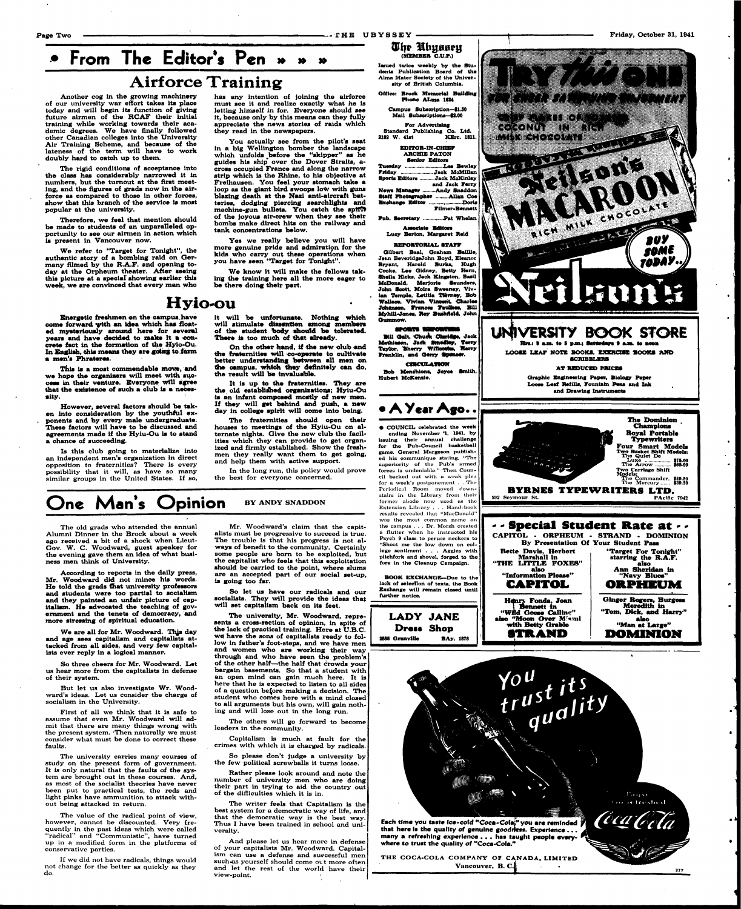# From The Editor's Pen » » »

## Airforce Training

Another cog in the growing machinery of our university war effort takes its place today and will begin its function of giving future airmen of the RCAF their initial training while working towards their academic degrees. We have finally followed other Canadian colleges into the University Air Training Scheme, and because of the lateness of the term will have to work doubly hard to catch up to them.

The rigid conditions of acceptance into the class has considerably narrowed it in numbers, but the turnout at the first meeting, and the figures of grads now in the airforce as compared to those in other forces, show that this branch of the service is most popular at the university.

Therefore, we feel that mention should be made to students of an unparalleled opportunity to see our airmen in action which is present in Vancouver now.

We refer to "Target for Tonight", the authentic story of a bombing raid on Germany filmed by the R.A.F. and opening today at the Orpheum theater. After seeing this picture at a special showing earlier this week, we are convinced that every man who has any intention of joining the airforce must see it and realize exactly what he is letting himself in for. Everyone should see it, because only by this means can they fully appreciate the news stories of raids which they read in the newspapers.

You actually see from the pilot's seat in a big Wellington bomber the landscape which unfolds before the "skipper" as he guides his ship over the Dover Straits, across occupied France and along the narrow strip which is the Rhine, to his objective at Freihausen. You feel your stomach take a loop as the giant bird swoops low with guns blazing death at the Nazi anti-aircraft batteries, dodging piercing searchlights and machine-gun bullets. You catch the spirit of the joyous air-crew when they see their bombs make direct hits on the railway and tank concentrations below.

Yes we really believe you will have more genuine pride and admiration for the kids who carry out these operations when you have seen "Target for Tonight".

We know it will make the fellows taking the training here all the more eager to be there doing their part.

## Hyio-ou

**Energetic freshmen on the campus have come forward with an idea which has floated mysteriously around here for several years and have decided to make it a concrete fact in the formation of the Hyio-Ou. In English, this means they are going to form a men's Phrateres.**

This is a most commendable move, and we hope the organizers will meet with success in their venture. Everyone will agree that the existence of such a club is a necessity.

However, several factors should be taken into consideration by the youthful exponents and by every male undergraduate. These factors will have to be discussed and agreements made if the Hyiu-Ou is to stand a chance of succeeding.

Is this club going to materialize into an independent men's organization in direct opposition to fraternities? There is every possibility that it will, as have so many similar groups in the United States. If so, it will be unfortunate. Nothing which will stimulate dissention among members of the student body should be tolerated. There is too much of that already.

On the other hand, if the new club and the fraternities will co-operate to cultivate better understanding between all men on the campus, which they definitely can do, the result will be invaluable.

It is up to the fraternities. They are the old established organizations; Hyiu-Ou is an infant composed mostly of new men. If they will get behind and push, a new day in college spirit will come into being.

The fraternities should open their houses to meetings of the Hyiu-Ou on alternate nights. Give the new club the facilities which they can provide to get organized and firmly established. Show the freshmen they really want them to get going, and help them with active support.

In the long run, this policy would prove the best for everyone concerned.

# One Man's Opinion

BY ANDY SNADDON

The old grads who attended the annual Alumni Dinner in the Brock about a week ago received a bit of a shock when Lieut.-Gov. W. C. Woodward, guest speaker for the evening gave them an idea of what business men think of University.

According to reports in the daily press, Mr. Woodward did not mince his words. He told the grads that university professors and students were too partial to socialism and they painted an unfair picture of capitalism. He advocated the teaching of government and the tenets of democracy, and more stressing of spiritual education.

We are all for Mr. Woodward. This day and age sees capitalism and capitalists attacked from all sides, and very few capitalists ever reply in a logical manner.

So three cheers for Mr. Woodward. Let us hear more from the capitalists in defense of their system.

But let us also investigate Mr. Woodward's ideas. Let us consider the charge of socialism in the University.

First of all we think that it is safe to assume that even Mr. Woodward will admit that there are many things wrong with the present system. Then naturally we must consider what must be done to correct these faults.

The university carries many courses of study on the present form of government. It is only natural that the faults of the system are brought out in these courses. And, as most of the socialist theories have never been put to practical tests, the reds and light pinks have ammunition to attack without being attacked in return.

The value of the radical point of view, however, cannot be discounted. Very frequently in the past ideas which were called "radical" and "Communistic", have turned up in a modified form in the platforms of conservative parties.

If we did not have radicals, things would not change for the better as quickly as they do.

Mr. Woodward's claim that the capitalists must be progressive to succeed is true. The trouble is that his progress is not always of benefit to the community. Certainly some people are born to be exploited, but the capitalist who feels that this exploitation should be carried to the point, where slums are an accepted part of our social set-up, is going too far.

So let us have our radicals and our socialists. They will provide the ideas that will set capitalism back on its feet.

The university, Mr. Woodward, represents a cross-section of opinion, in spite of the lack of practical training. Here at U.B.C. we have the sons of capitalists ready to follow in father's foot-steps, and we have men and women who are working their way through and who have seen the problem's of the other half—the half that crowds your bargain basements. So that a student with an open mind can gain much here. It is here that he is expected to listen to all sides of a question before making a decision. The student who comes here with a mind closed to all arguments but his own, will gain nothing and will lose out in the long run.

The others will go forward to become leaders in the community.

Capitalism is much at fault for the crimes with which it is charged by radicals.

So please don't judge a university by the few political screwballs it turns loose.

Rather please look around and note the number of university men who are doing their part in trying to aid the country out of the difficulties which it is in.

The writer feels that Capitalism is the best system for a democratic way of life, and that the democratic way is the best way. Thus I have been trained in school and university.

And please let us hear more in defense of your capitalists Mr. Woodward. Capitalism can use a defense and successful men such as yourself should come out more often and let the rest of the world have their view-point.

---

## The Ubyssey

(MEMBER C.U.P.)

Issued twice weekly by the Students Publication Board of the Alma Mater Society of the University of British Columbia.

Office: Brock Memorial Building
Phone ALma 1624

Campus Subscription—$1.50
Mail Subscriptions—$2.00

For Advertising
Standard Publishing Co. Ltd.
2182 W. 41st KErr. 1811.

**EDITOR-IN-CHIEF**
ARCHIE PATON

**Senior Editors**
Tuesday ............ Les Bewley
Friday ............ Jack McMillan
Sports Editors ............ Jack McKinlay and Jack Ferry
News Manager ............ Andy Snaddon
Staff Photographer ............ Allan Coe
Exchange Editor ............ Doris Filmer-Bennett

Pub. Secretary ............ Pat Whelan

**Associate Editors**
Lucy Berton, Margaret Reid

**REPORTORIAL STAFF**
Gilbert Baal, Graham Baillie, Jean BeveridgeJohn Boyd, Eleanor Bryant, Harold Burks, Hugh Cooke, Lee Gidney, Betty Hern, Sheila Hicks, Jack Kingston, Basil McDonald, Marjorie Saunders, John Scott, Moira Sweeney, Vivian Temple, Letitia Tierney, Bob Wallace, Vivian Vincent, Charles Johnson, Frances Faulkes, Bill Myhill-Jones, Roy Bushfield, John Gummow.

**SPORTS REPORTERS**
Bill Galt, Chuck Claridge, Jack Mathieson, Jack Smedley, Terry Taylor, Sherry Willcocks, Harry Franklin, and Gerry Spencer.

**CIRCULATION**
Bob Menchions, Joyce Smith, Hubert McKenzie.

## • A Year Ago..

• COUNCIL celebrated the week ending November 7, 1941, by issuing their annual challenge for the Pub-Council basketball game. General Margeson published his communique stating "The superiority of the Pub's armed forces is undeniable." Then Council backed out with a weak plea for a week's postponement . . . The Periodical Room moved downstairs in the Library from their former abode now used as the Extension Library . . . Hand-book results revealed that "MacDonald" was the most common name on the campus . . . Dr. Morsh created a flutter when he instructed his Psych 9 class to peruse neckers to "Shoot me the low down on college sentiment . . . Aggies with pitchfork and shovel, forged to the fore in the Cleanup Campaign.

BOOK EXCHANGE—Due to the lack of selection of texts, the Book Exchange will remain closed until further notice.

---

**TRY this ONE** FOR SHEER SATISFYING ENJOYMENT — CRISP FLAKES OF CRUNCHY COCONUT IN RICH MILK CHOCOLATE

Neilson's MACAROON — RICH MILK CHOCOLATE — BUY SOME TODAY.. — Neilson's

---

**UNIVERSITY BOOK STORE**
Hrs.: 9 a.m. to 5 p.m.; Saturdays 9 a.m. to noon
LOOSE LEAF NOTE BOOKS, EXERCISE BOOKS AND SCRIBBLERS
AT REDUCED PRICES
Graphic Engineering Paper, Biology Paper
Loose Leaf Refills, Fountain Pens and Ink
and Drawing Instruments

---

**The Dominion Champions Royal Portable Typewriters**
Four Smart Models
Two Basket Shift Models:
The Quiet De Luxe ........ $75.00
The Arrow ........ $65.00
Two Carriage Shift Models:
The Commander.. $49.50
The Mercury........ $39.50

**BYRNES TYPEWRITERS LTD.**
592 Seymour St. PAcific 7942

---

**LADY JANE Dress Shop**
2585 Granville BAy. 1878

---

**• • Special Student Rate at • •**
CAPITOL - ORPHEUM - STRAND - DOMINION
By Presentation Of Your Student Pass

| | |
|---|---|
| Bette Davis, Herbert Marshall in "THE LITTLE FOXES" also "Information Please" **CAPITOL** | "Target For Tonight" starring the R.A.F. also Ann Sheridan in "Navy Blues" **ORPHEUM** |
| Henry Fonda, Joan Bennett in "Wild Geese Calling" also "Moon Over Miami" with Betty Grable **STRAND** | Ginger Rogers, Burgess Meredith in "Tom, Dick, and Harry" also "Man at Large" **DOMINION** |

---

*You trust its quality*

Each time you taste ice-cold "Coca-Cola" you are reminded that here is the quality of genuine goodness. Experience . . . many a refreshing experience . . . has taught people everywhere to trust the quality of "Coca-Cola."

Pause ... Go refreshed — Coca-Cola

THE COCA-COLA COMPANY OF CANADA, LIMITED
Vancouver, B. C.

277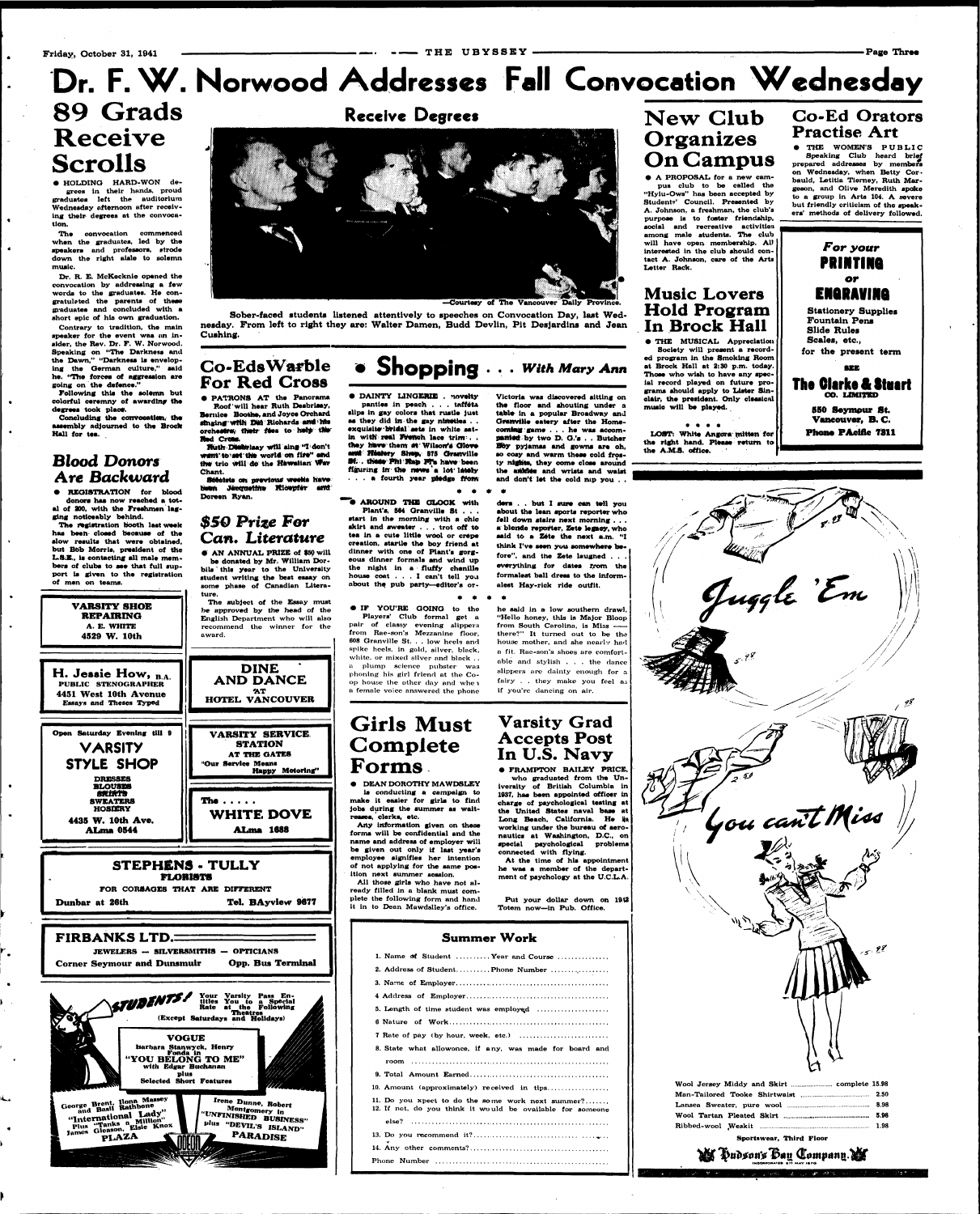# Dr. F. W. Norwood Addresses Fall Convocation Wednesday

## 89 Grads Receive Scrolls

● HOLDING HARD-WON degrees in their hands, proud graduates left the auditorium Wednesday afternoon after receiving their degrees at the convocation.

The convocation commenced when the graduates, led by the speakers and professors, strode down the right aisle to solemn music.

Dr. R. E. McKecknie opened the convocation by addressing a few words to the graduates. He congratulated the parents of these graduates and concluded with a short epic of his own graduation.

Contrary to tradition, the main speaker for the event was an insider, the Rev. Dr. F. W. Norwood. Speaking on "The Darkness and the Dawn," "Darkness is enveloping the German culture," said he. "The forces of aggression are going on the defence."

Following this the solemn but colorful ceremy of awarding the degrees took place.

Concluding the convocation, the assembly adjourned to the Brock Hall for tea.

## Receive Degrees

—Courtesy of The Vancouver Daily Province.

Sober-faced students listened attentively to speeches on Convocation Day, last Wednesday. From left to right they are: Walter Damen, Budd Devlin, Pit Desjardins and Jean Cushing.

## *Blood Donors Are Backward*

● REGISTRATION for blood donors has now reached a total of 200, with the Freshmen lagging noticeably behind.

The registration booth last week has been closed because of the slow results that were obtained, but Bob Morris, president of the L.S.E., is contacting all male members of clubs to see that full support is given to the registration of men on teams.

## Co-Eds Warble For Red Cross

● PATRONS AT the Panorama Roof will hear Ruth Desbrisay, Bernice Boothe, and Joyce Orchard singing with Dal Richards and his orchestra, their fees to help the Red Cross.

Ruth Desbrisay will sing "I don't want to set the world on fire" and the trio will do the Hawaiian War Chant.

Soloists on previous weeks have been Jacqueline Kloepfer and Doreen Ryan.

## *$50 Prize For Can. Literature*

● AN ANNUAL PRIZE of $50 will be donated by Mr. William Dorbils this year to the University student writing the best essay on some phase of Canadian Literature.

The subject of the Essay must be approved by the head of the English Department who will also recommend the winner for the award.

## ● Shopping . . . *With Mary Ann*

● DAINTY LINGERIE . novelty panties in peach . . . taffeta slips in gay colors that rustle just as they did in the gay nineties . . exquisite bridal sets in white satin with real French lace trim . . they have them at Wilson's Glove and Hosiery Shop, 575 Granville St. . these Phi Kap Pi's have been figuring in the news a lot lately . . . a fourth year pledge from Victoria was discovered sitting on the floor and shouting under a table in a popular Broadway and Granville eatery after the Homecoming game . . . he was accompanied by two D. G.'s . . Butcher Boy pyjamas and gowns are oh, so cozy and warm these cold frosty nights, they come close around the ankles and wrists and waist and don't let the cold nip you . .

\* \* \* \*

● AROUND THE CLOCK with Plant's, 564 Granville St . . . start in the morning with a chic skirt and sweater . . . trot off to tea in a cute little wool or crepe creation, startle the boy friend at dinner with one of Plant's gorgeous dinner formals and wind up the night in a fluffy chenille house coat . . . I can't tell you about the pub party—editor's orders . . but I sure can tell you about the lean sports reporter who fell down stairs next morning . . . a blonde reporter, Zete legacy, who said to a Zete the next a.m. "I think I've seen you somewhere before", and the Zete laughed . . . everything for dates from the formalest ball dress to the informalest Hay-rick ride outfit.

\* \* \* \*

● IF YOU'RE GOING to the Players' Club formal get a pair of classy evening slippers from Rae-son's Mezzanine floor, 608 Granville St. . . low heels and spike heels, in gold, silver, black, white, or mixed silver and black . . a plump science pubster was phoning his girl friend at the Co-op house the other day and when a female voice answered the phone he said in a low southern drawl, "Hello honey, this is Major Bloop from South Carolina, is Miss —— there?" It turned out to be the house mother, and she nearly had a fit. Rae-son's shoes are comfortable and stylish . . . the dance slippers are dainty enough for a fairy . . they make you feel as if you're dancing on air.

## New Club Organizes On Campus

● A PROPOSAL for a new campus club to be called the "Hylu-Ows" has been accepted by Students' Council. Presented by A. Johnson, a freshman, the club's purpose is to foster friendship, social and recreative activities among male students. The club will have open membership. All interested in the club should contact A. Johnson, care of the Arts Letter Rack.

## Co-Ed Orators Practise Art

● THE WOMEN'S PUBLIC Speaking Club heard brief prepared addresses by members on Wednesday, when Betty Corbauld, Letitia Tierney, Ruth Margeson, and Olive Meredith spoke to a group in Arts 104. A severe but friendly criticism of the speakers' methods of delivery followed.

## Music Lovers Hold Program In Brock Hall

● THE MUSICAL Appreciation Society will present a recorded program in the Smoking Room at Brock Hall at 2:30 p.m. today. Those who wish to have any special record played on future programs should apply to Lister Sinclair, the president. Only classical music will be played.

\* \* \* \*

LOST: White Angora mitten for the right hand. Please return to the A.M.S. office.

*For your*
**PRINTING**
*or*
**ENGRAVING**

Stationery Supplies
Fountain Pens
Slide Rules
Scales, etc.,
for the present term

SEE

**The Clarke & Stuart CO. LIMITED**
550 Seymour St.
Vancouver, B. C.
Phone PAcific 7311

## Girls Must Complete Forms

● DEAN DOROTHY MAWDSLEY is conducting a campaign to make it easier for girls to find jobs during the summer as waitresses, clerks, etc.

Any information given on these forms will be confidential and the name and address of employer will be given out only if last year's employee signifies her intention of not applying for the same position next summer session.

All those girls who have not already filled in a blank must complete the following form and hand it in to Dean Mawdsley's office.

## Varsity Grad Accepts Post In U.S. Navy

● FRAMPTON BAILEY PRICE, who graduated from the University of British Columbia in 1937, has been appointed officer in charge of psychological testing at the United States naval base at Long Beach, California. He is working under the bureau of aeronautics at Washington, D.C., on special psychological problems connected with flying.

At the time of his appointment he was a member of the department of psychology at the U.C.L.A.

Put your dollar down on 1942 Totem now—in Pub. Office.

### Summer Work

1. Name of Student .......... Year and Course ..............
2. Address of Student.......... Phone Number ..............
3. Name of Employer..............
4. Address of Employer..............
5. Length of time student was employed ..............
6. Nature of Work..............
7. Rate of pay (by hour, week, etc.) ..............
8. State what allowance, if any, was made for board and room ..............
9. Total Amount Earned..............
10. Amount (approximately) received in tips..............
11. Do you xpect to do the some work next summer?.......
12. If not, do you think it would be available for someone else? ..............
13. Do you recommend it?..............
14. Any other comments?..............

Phone Number ..............

**VARSITY SHOE REPAIRING**
A. E. WHITE
4529 W. 10th

**H. Jessie How, B.A.**
PUBLIC STENOGRAPHER
4451 West 10th Avenue
Essays and Theses Typed

**DINE AND DANCE AT HOTEL VANCOUVER**

Open Saturday Evening till 9
**VARSITY STYLE SHOP**
DRESSES
BLOUSES
SKIRTS
SWEATERS
HOSIERY
4435 W. 10th Ave.
ALma 0544

**VARSITY SERVICE STATION**
AT THE GATES
"Our Service Means Happy Motoring"

The . . . . .
**WHITE DOVE**
ALma 1688

**STEPHENS - TULLY**
FLORISTS
FOR CORSAGES THAT ARE DIFFERENT
Dunbar at 26th — Tel. BAyview 9677

**FIRBANKS LTD.**
JEWELERS — SILVERSMITHS — OPTICIANS
Corner Seymour and Dunsmuir — Opp. Bus Terminal

STUDENTS! Your Varsity Pass Entitles You to a Special Rate at the Following Theatres (Except Saturdays and Holidays)

**VOGUE**
Barbara Stanwyck, Henry Fonda in
"YOU BELONG TO ME"
with Edgar Buchanan
plus
Selected Short Features

George Brent, Ilona Massey and Basil Rathbone
"International Lady"
Plus "Tanks a Million"
James Gleason, Elsie Knox
**PLAZA**

**ODEON**

Irene Dunne, Robert Montgomery in
"UNFINISHED BUSINESS"
plus "DEVIL'S ISLAND"
**PARADISE**

Juggle 'Em

You can't Miss

| | |
|---|---|
| Wool Jersey Middy and Skirt ............ complete | 15.98 |
| Man-Tailored Tooke Shirtwaist ............ | 2.50 |
| Lansea Sweater, pure wool ............ | 8.98 |
| Wool Tartan Pleated Skirt ............ | 5.98 |
| Ribbed-wool Weskit ............ | 1.98 |

Sportswear, Third Floor

Hudson's Bay Company.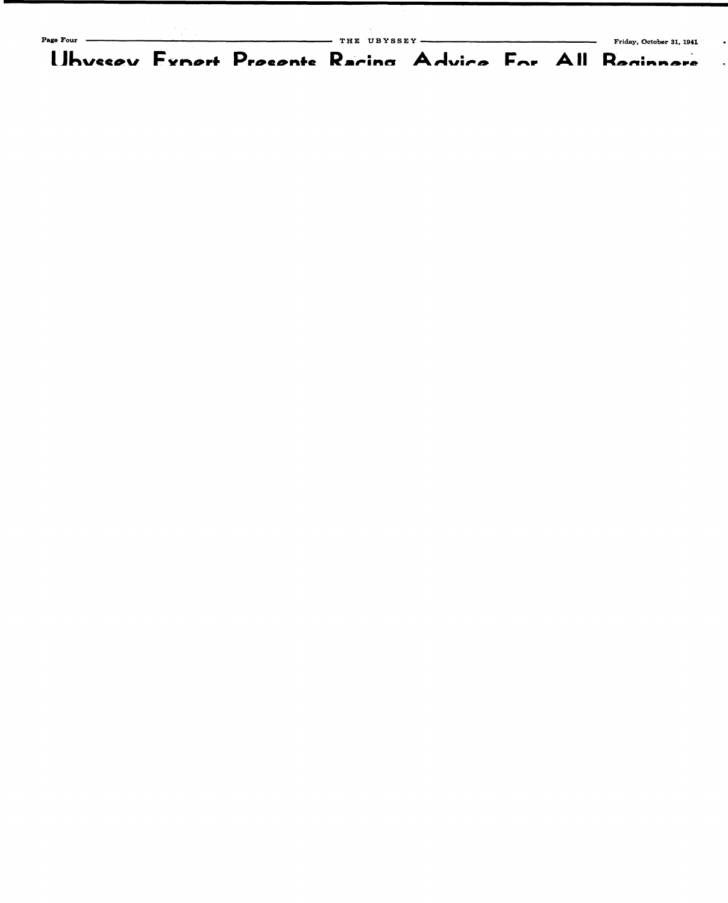# Ubyssey Expert Presents Racing Advice For All Beginners